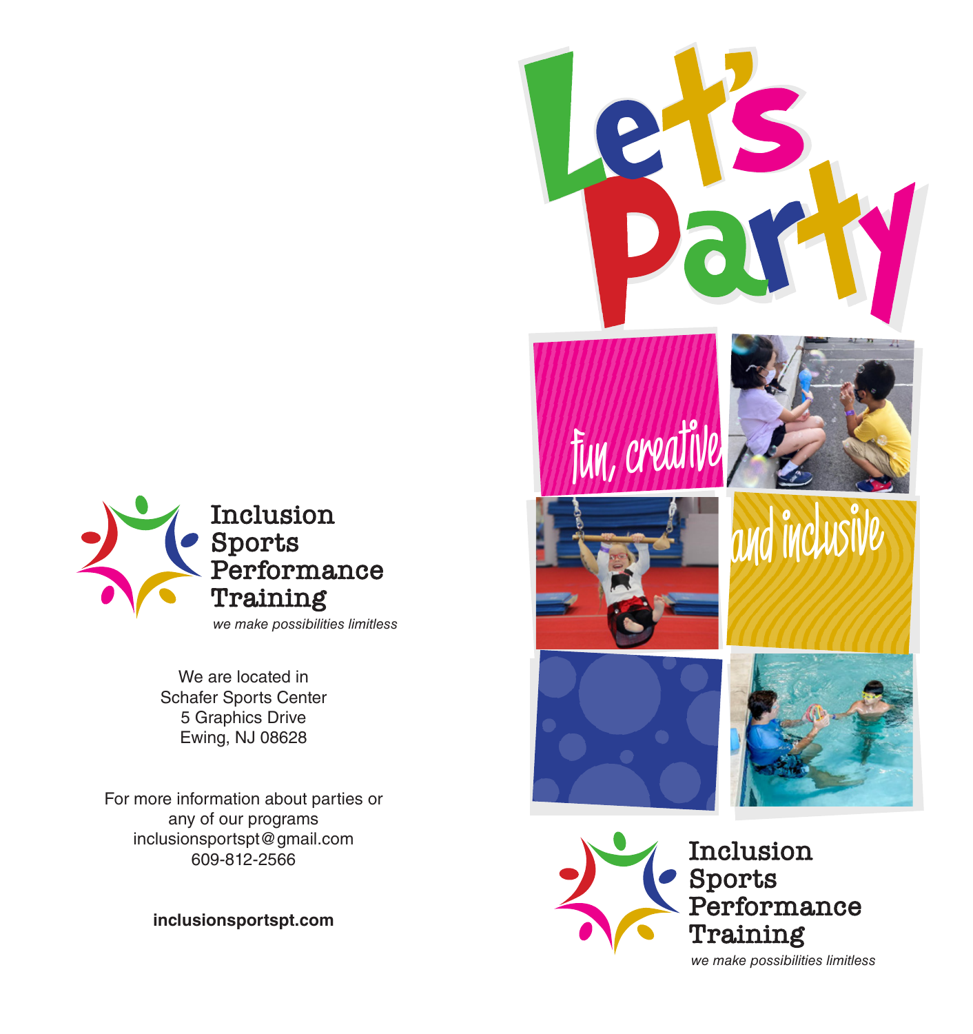Inclusion Sports Performance Training

*we make possibilities limitless*

We are located in
Schafer Sports Center
5 Graphics Drive
Ewing, NJ 08628

For more information about parties or
any of our programs
inclusionsportspt@gmail.com
609-812-2566

**inclusionsportspt.com**

# Let's Party

fun, creative

and inclusive

Inclusion Sports Performance Training

*we make possibilities limitless*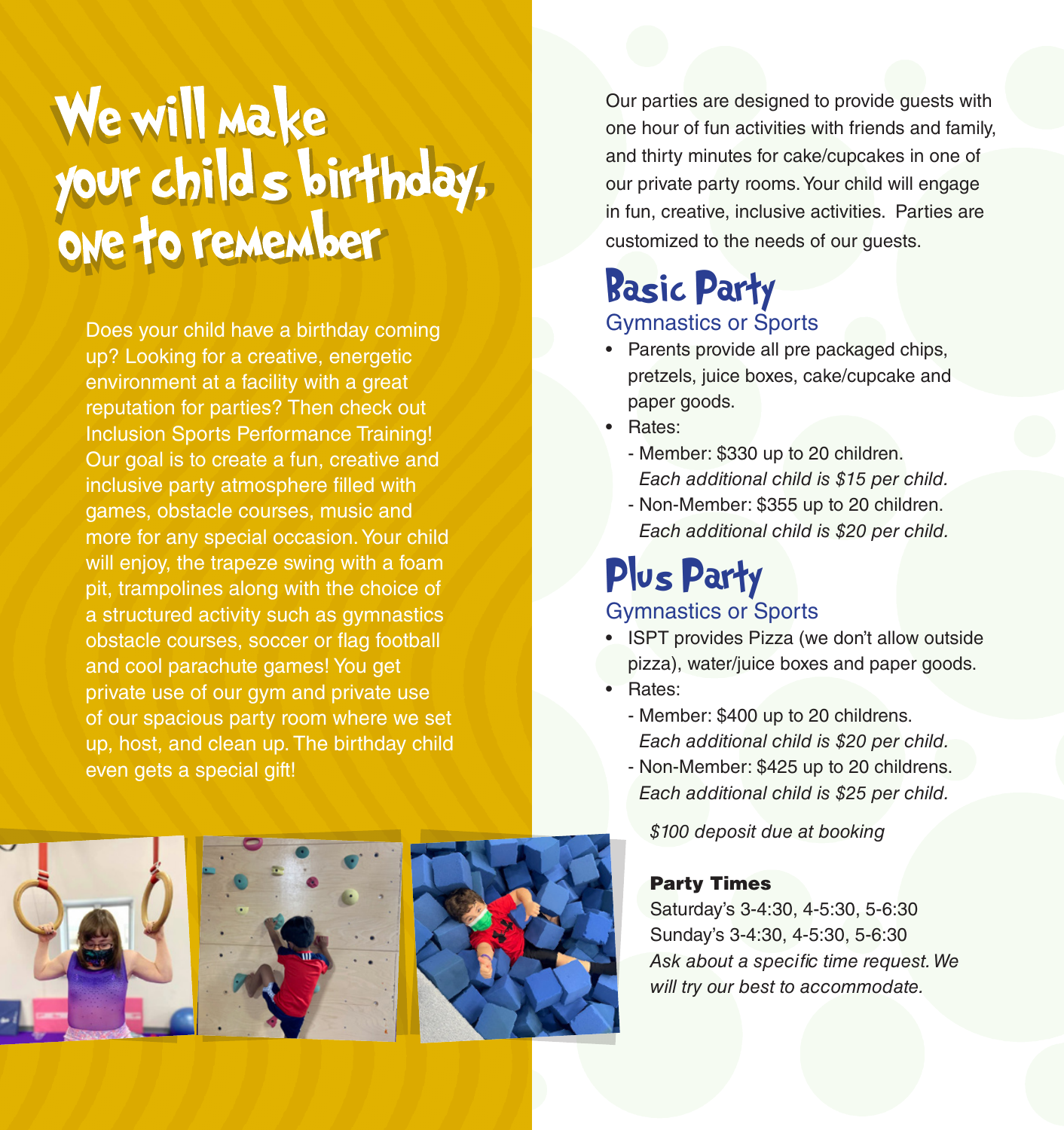# We will make your child s birthday, one to remember

Does your child have a birthday coming up? Looking for a creative, energetic environment at a facility with a great reputation for parties? Then check out Inclusion Sports Performance Training! Our goal is to create a fun, creative and inclusive party atmosphere filled with games, obstacle courses, music and more for any special occasion. Your child will enjoy, the trapeze swing with a foam pit, trampolines along with the choice of a structured activity such as gymnastics obstacle courses, soccer or flag football and cool parachute games! You get private use of our gym and private use of our spacious party room where we set up, host, and clean up. The birthday child even gets a special gift!

Our parties are designed to provide guests with one hour of fun activities with friends and family, and thirty minutes for cake/cupcakes in one of our private party rooms. Your child will engage in fun, creative, inclusive activities. Parties are customized to the needs of our guests.

## Basic Party

### Gymnastics or Sports

- Parents provide all pre packaged chips, pretzels, juice boxes, cake/cupcake and paper goods.
- Rates:
  - Member: $330 up to 20 children.
    *Each additional child is $15 per child.*
  - Non-Member: $355 up to 20 children.
    *Each additional child is $20 per child.*

## Plus Party

### Gymnastics or Sports

- ISPT provides Pizza (we don't allow outside pizza), water/juice boxes and paper goods.
- Rates:
  - Member: $400 up to 20 childrens.
    *Each additional child is $20 per child.*
  - Non-Member: $425 up to 20 childrens.
    *Each additional child is $25 per child.*

*$100 deposit due at booking*

**Party Times**

Saturday's 3-4:30, 4-5:30, 5-6:30
Sunday's 3-4:30, 4-5:30, 5-6:30
*Ask about a specific time request. We will try our best to accommodate.*